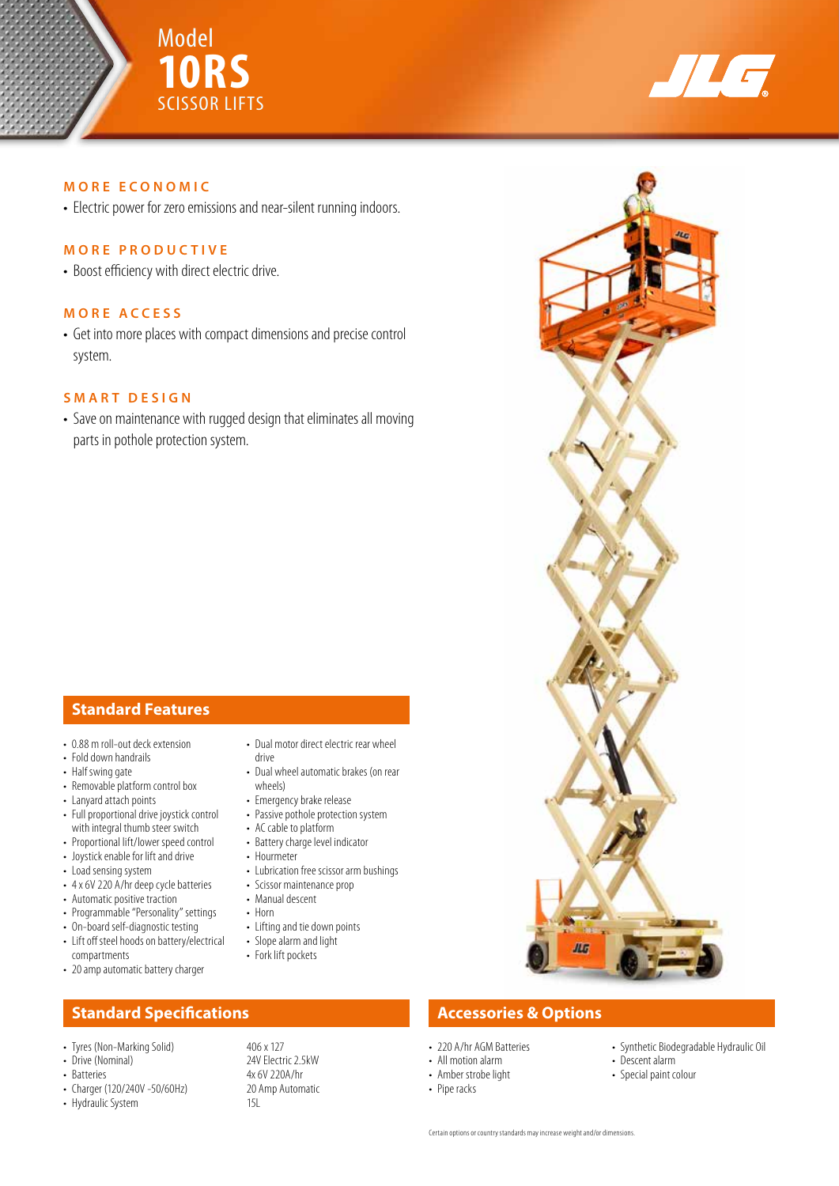# Model 10RS SCISSOR LIFTS

JLG

### MORE ECONOMIC

- Electric power for zero emissions and near-silent running indoors.

### MORE PRODUCTIVE

- Boost efficiency with direct electric drive.

### MORE ACCESS

- Get into more places with compact dimensions and precise control system.

### SMART DESIGN

- Save on maintenance with rugged design that eliminates all moving parts in pothole protection system.

## Standard Features

- 0.88 m roll-out deck extension
- Fold down handrails
- Half swing gate
- Removable platform control box
- Lanyard attach points
- Full proportional drive joystick control with integral thumb steer switch
- Proportional lift/lower speed control
- Joystick enable for lift and drive
- Load sensing system
- 4 x 6V 220 A/hr deep cycle batteries
- Automatic positive traction
- Programmable "Personality" settings
- On-board self-diagnostic testing
- Lift off steel hoods on battery/electrical compartments
- 20 amp automatic battery charger
- Dual motor direct electric rear wheel drive
- Dual wheel automatic brakes (on rear wheels)
- Emergency brake release
- Passive pothole protection system
- AC cable to platform
- Battery charge level indicator
- Hourmeter
- Lubrication free scissor arm bushings
- Scissor maintenance prop
- Manual descent
- Horn
- Lifting and tie down points
- Slope alarm and light
- Fork lift pockets

## Standard Specifications

| | |
|---|---|
| Tyres (Non-Marking Solid) | 406 x 127 |
| Drive (Nominal) | 24V Electric 2.5kW |
| Batteries | 4x 6V 220A/hr |
| Charger (120/240V -50/60Hz) | 20 Amp Automatic |
| Hydraulic System | 15L |

## Accessories & Options

- 220 A/hr AGM Batteries
- All motion alarm
- Amber strobe light
- Pipe racks
- Synthetic Biodegradable Hydraulic Oil
- Descent alarm
- Special paint colour

Certain options or country standards may increase weight and/or dimensions.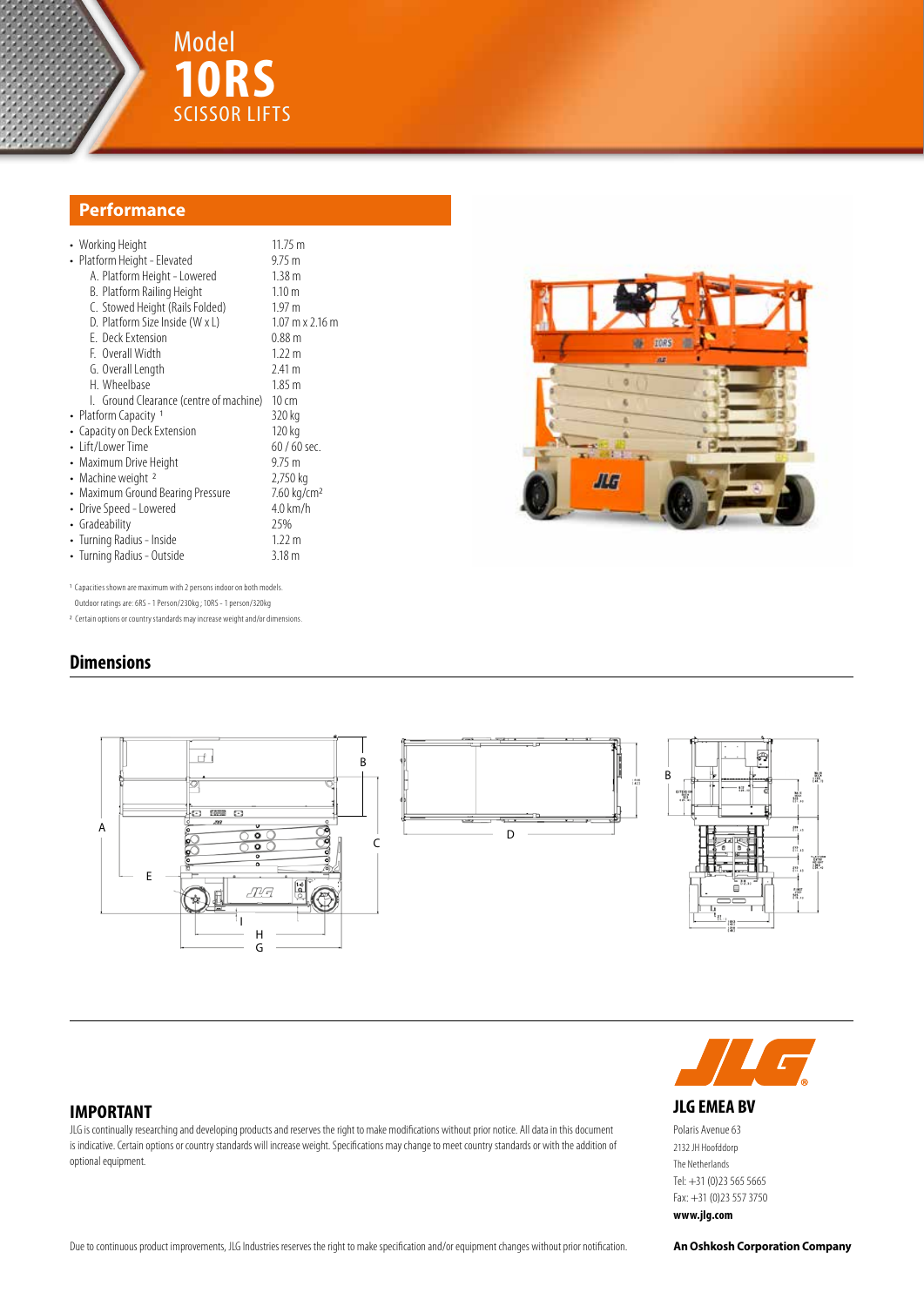# Model 10RS SCISSOR LIFTS

## Performance

| | |
|---|---|
| • Working Height | 11.75 m |
| • Platform Height - Elevated | 9.75 m |
| A. Platform Height - Lowered | 1.38 m |
| B. Platform Railing Height | 1.10 m |
| C. Stowed Height (Rails Folded) | 1.97 m |
| D. Platform Size Inside (W x L) | 1.07 m x 2.16 m |
| E. Deck Extension | 0.88 m |
| F. Overall Width | 1.22 m |
| G. Overall Length | 2.41 m |
| H. Wheelbase | 1.85 m |
| I. Ground Clearance (centre of machine) | 10 cm |
| • Platform Capacity [1] | 320 kg |
| • Capacity on Deck Extension | 120 kg |
| • Lift/Lower Time | 60 / 60 sec. |
| • Maximum Drive Height | 9.75 m |
| • Machine weight [2] | 2,750 kg |
| • Maximum Ground Bearing Pressure | 7.60 kg/cm² |
| • Drive Speed - Lowered | 4.0 km/h |
| • Gradeability | 25% |
| • Turning Radius - Inside | 1.22 m |
| • Turning Radius - Outside | 3.18 m |

[1] Capacities shown are maximum with 2 persons indoor on both models.
Outdoor ratings are: 6RS - 1 Person/230kg ; 10RS - 1 person/320kg

[2] Certain options or country standards may increase weight and/or dimensions.

## Dimensions

A
B
C
D
E
G
H
I

## IMPORTANT

JLG is continually researching and developing products and reserves the right to make modifications without prior notice. All data in this document is indicative. Certain options or country standards will increase weight. Specifications may change to meet country standards or with the addition of optional equipment.

**JLG EMEA BV**
Polaris Avenue 63
2132 JH Hoofddorp
The Netherlands
Tel: +31 (0)23 565 5665
Fax: +31 (0)23 557 3750
**www.jlg.com**

Due to continuous product improvements, JLG Industries reserves the right to make specification and/or equipment changes without prior notification.

**An Oshkosh Corporation Company**